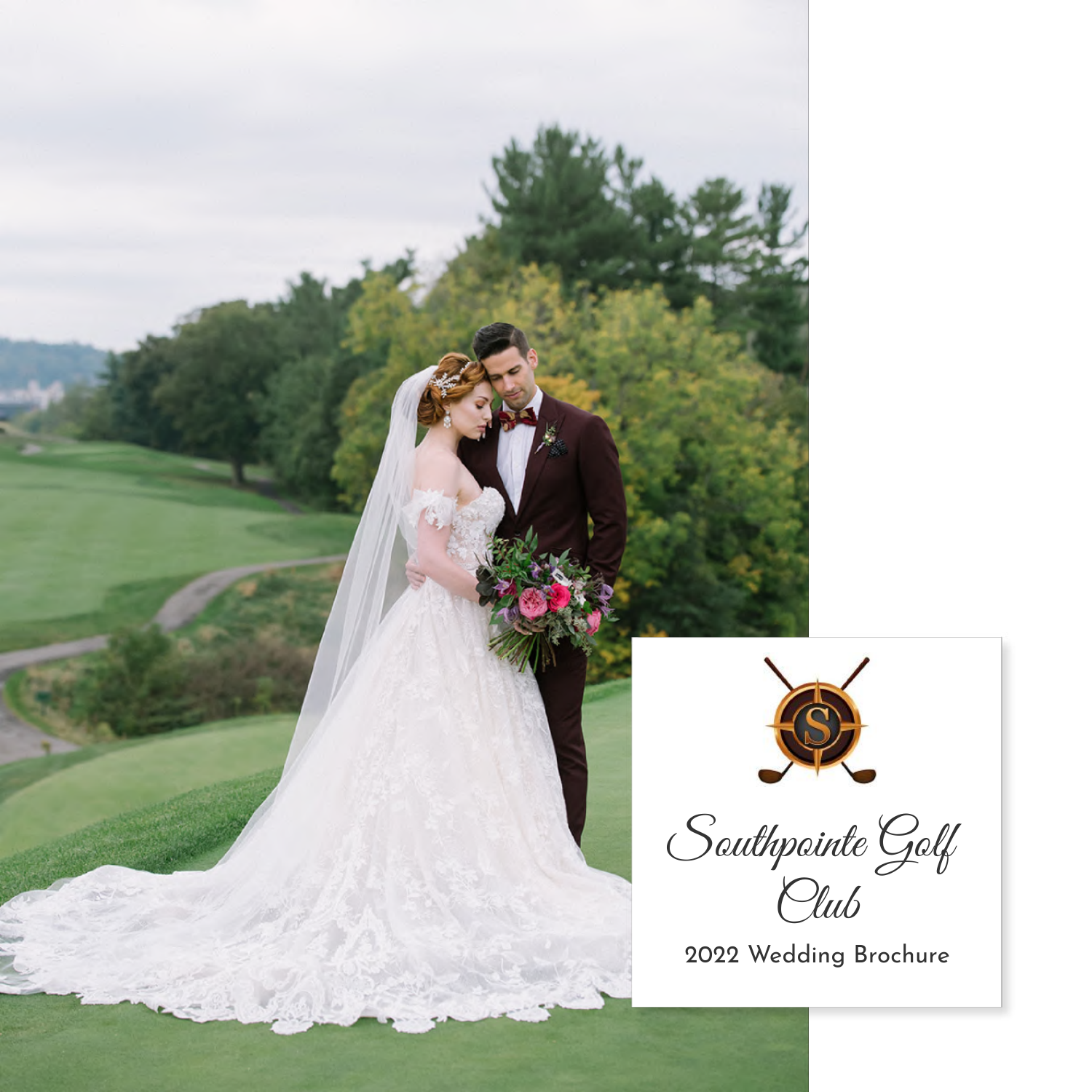# Southpointe Golf Club

2022 Wedding Brochure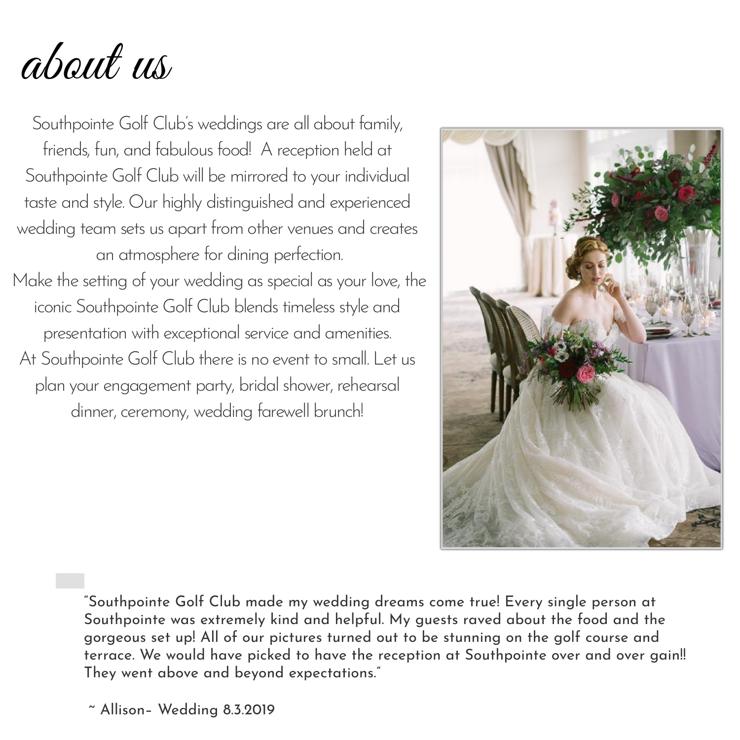# about us

Southpointe Golf Club's weddings are all about family, friends, fun, and fabulous food! A reception held at Southpointe Golf Club will be mirrored to your individual taste and style. Our highly distinguished and experienced wedding team sets us apart from other venues and creates an atmosphere for dining perfection.

Make the setting of your wedding as special as your love, the iconic Southpointe Golf Club blends timeless style and presentation with exceptional service and amenities.

At Southpointe Golf Club there is no event to small. Let us plan your engagement party, bridal shower, rehearsal dinner, ceremony, wedding farewell brunch!

"Southpointe Golf Club made my wedding dreams come true! Every single person at Southpointe was extremely kind and helpful. My guests raved about the food and the gorgeous set up! All of our pictures turned out to be stunning on the golf course and terrace. We would have picked to have the reception at Southpointe over and over gain!! They went above and beyond expectations."

~ Allison- Wedding 8.3.2019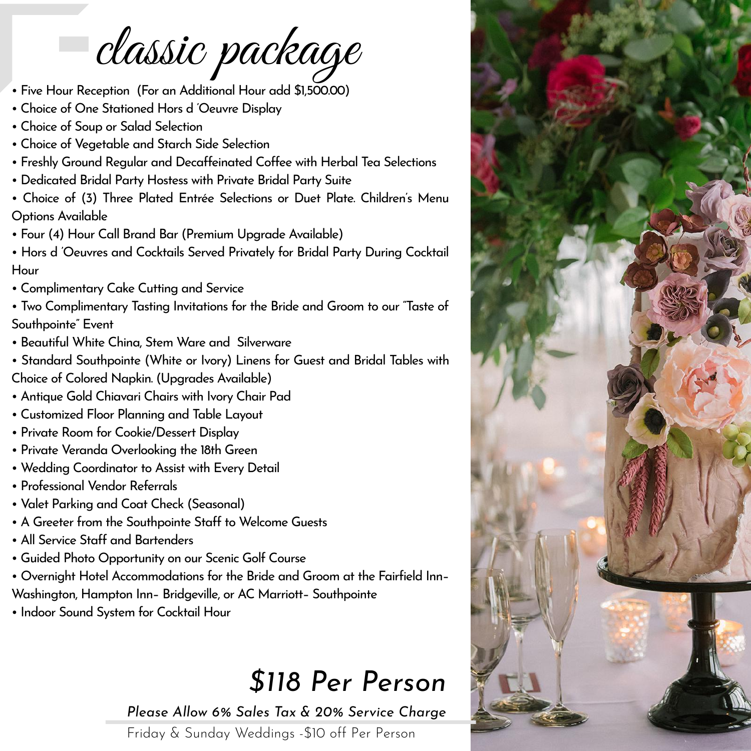# classic package

- Five Hour Reception (For an Additional Hour add $1,500.00)
- Choice of One Stationed Hors d 'Oeuvre Display
- Choice of Soup or Salad Selection
- Choice of Vegetable and Starch Side Selection
- Freshly Ground Regular and Decaffeinated Coffee with Herbal Tea Selections
- Dedicated Bridal Party Hostess with Private Bridal Party Suite
- Choice of (3) Three Plated Entrée Selections or Duet Plate. Children's Menu Options Available
- Four (4) Hour Call Brand Bar (Premium Upgrade Available)
- Hors d 'Oeuvres and Cocktails Served Privately for Bridal Party During Cocktail Hour
- Complimentary Cake Cutting and Service
- Two Complimentary Tasting Invitations for the Bride and Groom to our "Taste of Southpointe" Event
- Beautiful White China, Stem Ware and Silverware
- Standard Southpointe (White or Ivory) Linens for Guest and Bridal Tables with Choice of Colored Napkin. (Upgrades Available)
- Antique Gold Chiavari Chairs with Ivory Chair Pad
- Customized Floor Planning and Table Layout
- Private Room for Cookie/Dessert Display
- Private Veranda Overlooking the 18th Green
- Wedding Coordinator to Assist with Every Detail
- Professional Vendor Referrals
- Valet Parking and Coat Check (Seasonal)
- A Greeter from the Southpointe Staff to Welcome Guests
- All Service Staff and Bartenders
- Guided Photo Opportunity on our Scenic Golf Course
- Overnight Hotel Accommodations for the Bride and Groom at the Fairfield Inn- Washington, Hampton Inn- Bridgeville, or AC Marriott- Southpointe
- Indoor Sound System for Cocktail Hour

## *$118 Per Person*

*Please Allow 6% Sales Tax & 20% Service Charge*

Friday & Sunday Weddings -$10 off Per Person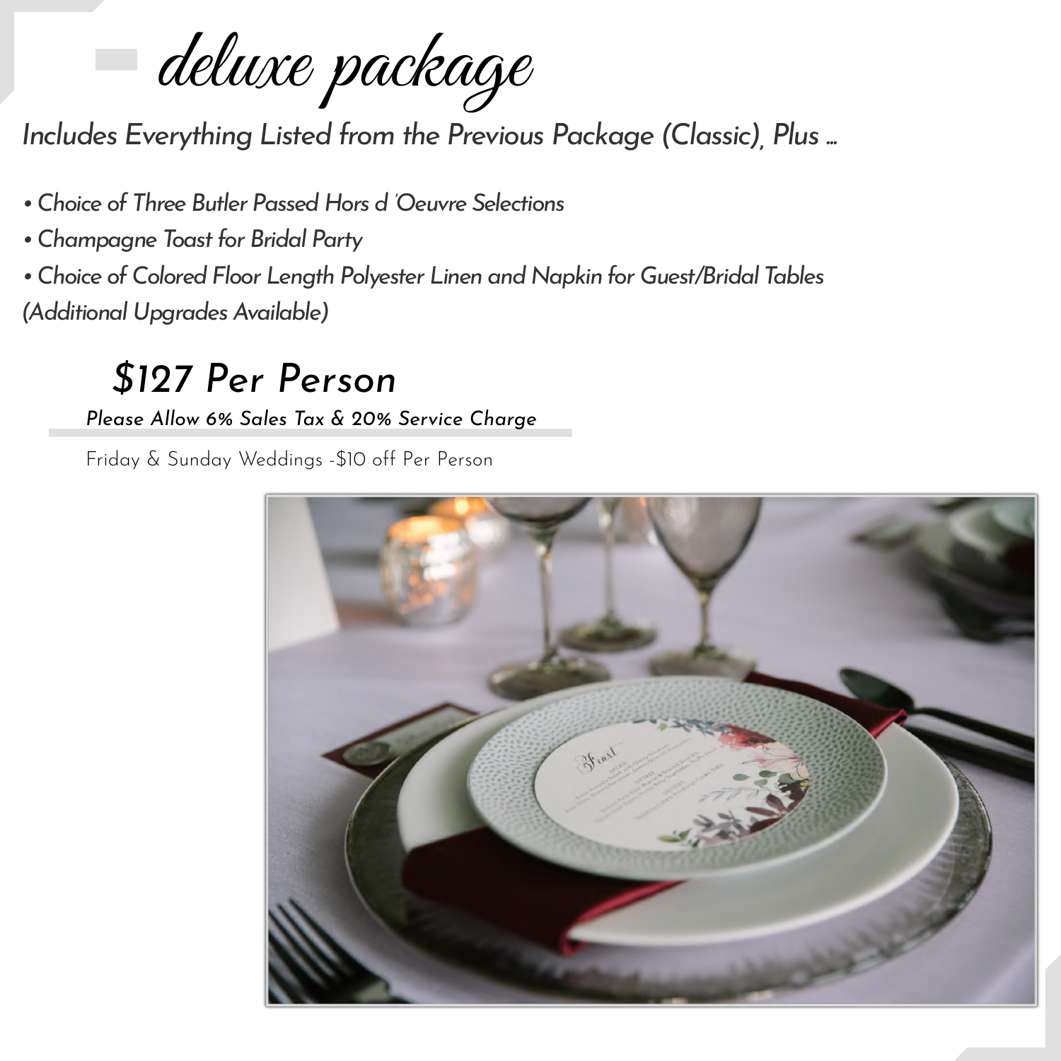# deluxe package

*Includes Everything Listed from the Previous Package (Classic), Plus ...*

- *Choice of Three Butler Passed Hors d 'Oeuvre Selections*
- *Champagne Toast for Bridal Party*
- *Choice of Colored Floor Length Polyester Linen and Napkin for Guest/Bridal Tables*

*(Additional Upgrades Available)*

## *$127 Per Person*

***Please Allow 6% Sales Tax & 20% Service Charge***

Friday & Sunday Weddings -$10 off Per Person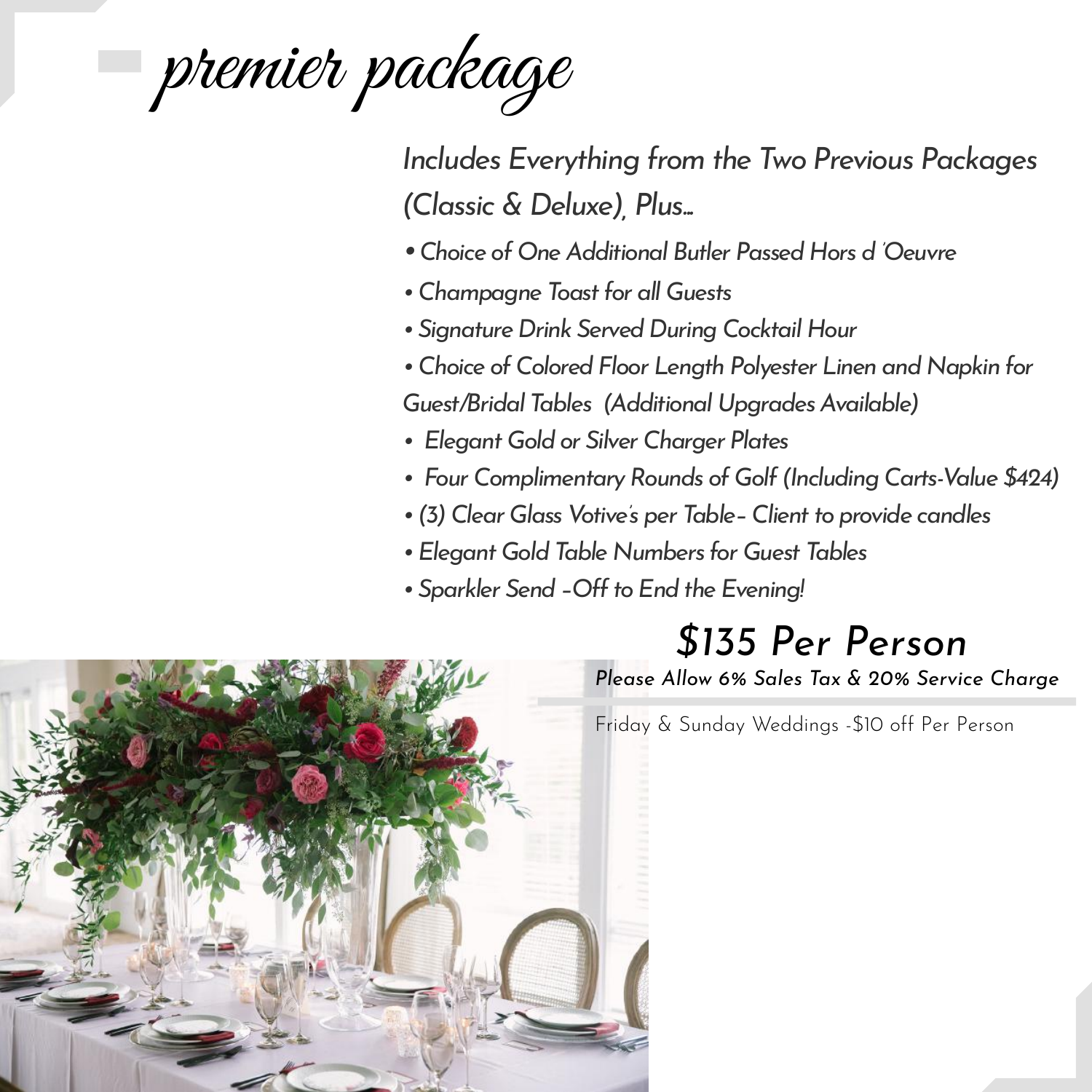# premier package

*Includes Everything from the Two Previous Packages (Classic & Deluxe), Plus...*

- *Choice of One Additional Butler Passed Hors d 'Oeuvre*
- *Champagne Toast for all Guests*
- *Signature Drink Served During Cocktail Hour*
- *Choice of Colored Floor Length Polyester Linen and Napkin for Guest/Bridal Tables (Additional Upgrades Available)*
- *Elegant Gold or Silver Charger Plates*
- *Four Complimentary Rounds of Golf (Including Carts-Value $424)*
- *(3) Clear Glass Votive's per Table– Client to provide candles*
- *Elegant Gold Table Numbers for Guest Tables*
- *Sparkler Send –Off to End the Evening!*

## *$135 Per Person*

***Please Allow 6% Sales Tax & 20% Service Charge***

Friday & Sunday Weddings -$10 off Per Person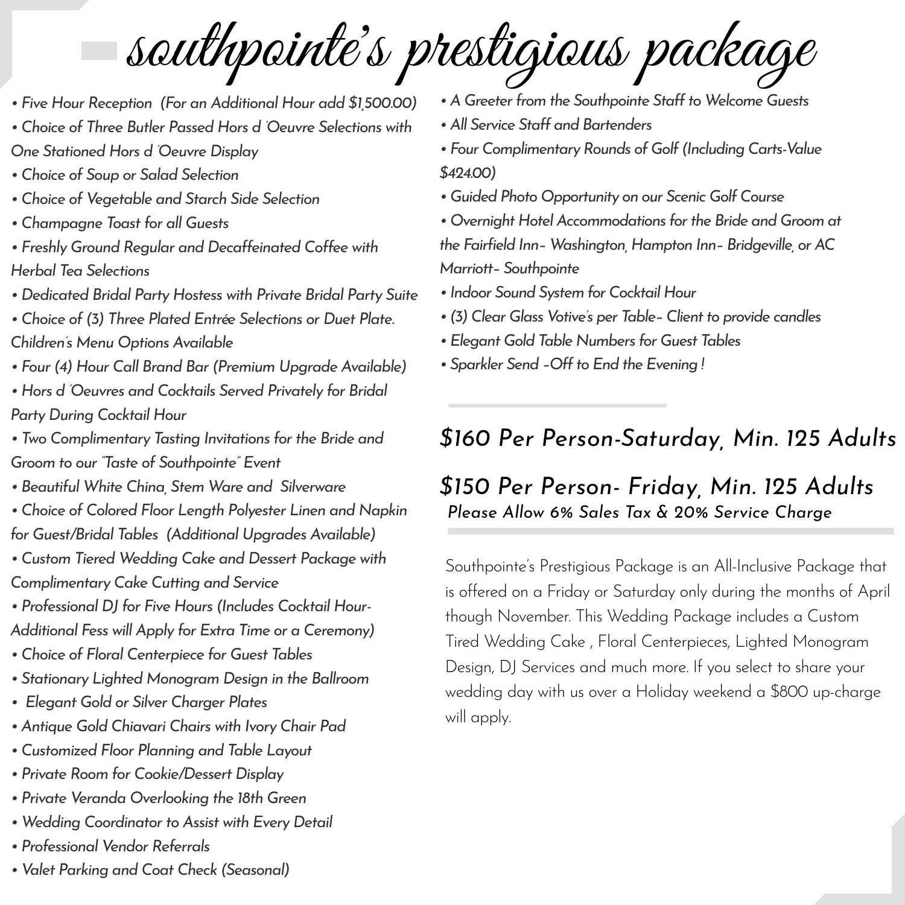# southpointe's prestigious package

- *Five Hour Reception (For an Additional Hour add $1,500.00)*
- *Choice of Three Butler Passed Hors d 'Oeuvre Selections with One Stationed Hors d 'Oeuvre Display*
- *Choice of Soup or Salad Selection*
- *Choice of Vegetable and Starch Side Selection*
- *Champagne Toast for all Guests*
- *Freshly Ground Regular and Decaffeinated Coffee with Herbal Tea Selections*
- *Dedicated Bridal Party Hostess with Private Bridal Party Suite*
- *Choice of (3) Three Plated Entrée Selections or Duet Plate. Children's Menu Options Available*
- *Four (4) Hour Call Brand Bar (Premium Upgrade Available)*
- *Hors d 'Oeuvres and Cocktails Served Privately for Bridal Party During Cocktail Hour*
- *Two Complimentary Tasting Invitations for the Bride and Groom to our "Taste of Southpointe" Event*
- *Beautiful White China, Stem Ware and Silverware*
- *Choice of Colored Floor Length Polyester Linen and Napkin for Guest/Bridal Tables (Additional Upgrades Available)*
- *Custom Tiered Wedding Cake and Dessert Package with Complimentary Cake Cutting and Service*
- *Professional DJ for Five Hours (Includes Cocktail Hour- Additional Fess will Apply for Extra Time or a Ceremony)*
- *Choice of Floral Centerpiece for Guest Tables*
- *Stationary Lighted Monogram Design in the Ballroom*
- *Elegant Gold or Silver Charger Plates*
- *Antique Gold Chiavari Chairs with Ivory Chair Pad*
- *Customized Floor Planning and Table Layout*
- *Private Room for Cookie/Dessert Display*
- *Private Veranda Overlooking the 18th Green*
- *Wedding Coordinator to Assist with Every Detail*
- *Professional Vendor Referrals*
- *Valet Parking and Coat Check (Seasonal)*
- *A Greeter from the Southpointe Staff to Welcome Guests*
- *All Service Staff and Bartenders*
- *Four Complimentary Rounds of Golf (Including Carts-Value $424.00)*
- *Guided Photo Opportunity on our Scenic Golf Course*
- *Overnight Hotel Accommodations for the Bride and Groom at the Fairfield Inn– Washington, Hampton Inn– Bridgeville, or AC Marriott– Southpointe*
- *Indoor Sound System for Cocktail Hour*
- *(3) Clear Glass Votive's per Table– Client to provide candles*
- *Elegant Gold Table Numbers for Guest Tables*
- *Sparkler Send –Off to End the Evening !*

## *$160 Per Person-Saturday, Min. 125 Adults*

## *$150 Per Person- Friday, Min. 125 Adults*

***Please Allow 6% Sales Tax & 20% Service Charge***

Southpointe's Prestigious Package is an All-Inclusive Package that is offered on a Friday or Saturday only during the months of April though November. This Wedding Package includes a Custom Tired Wedding Cake , Floral Centerpieces, Lighted Monogram Design, DJ Services and much more. If you select to share your wedding day with us over a Holiday weekend a $800 up-charge will apply.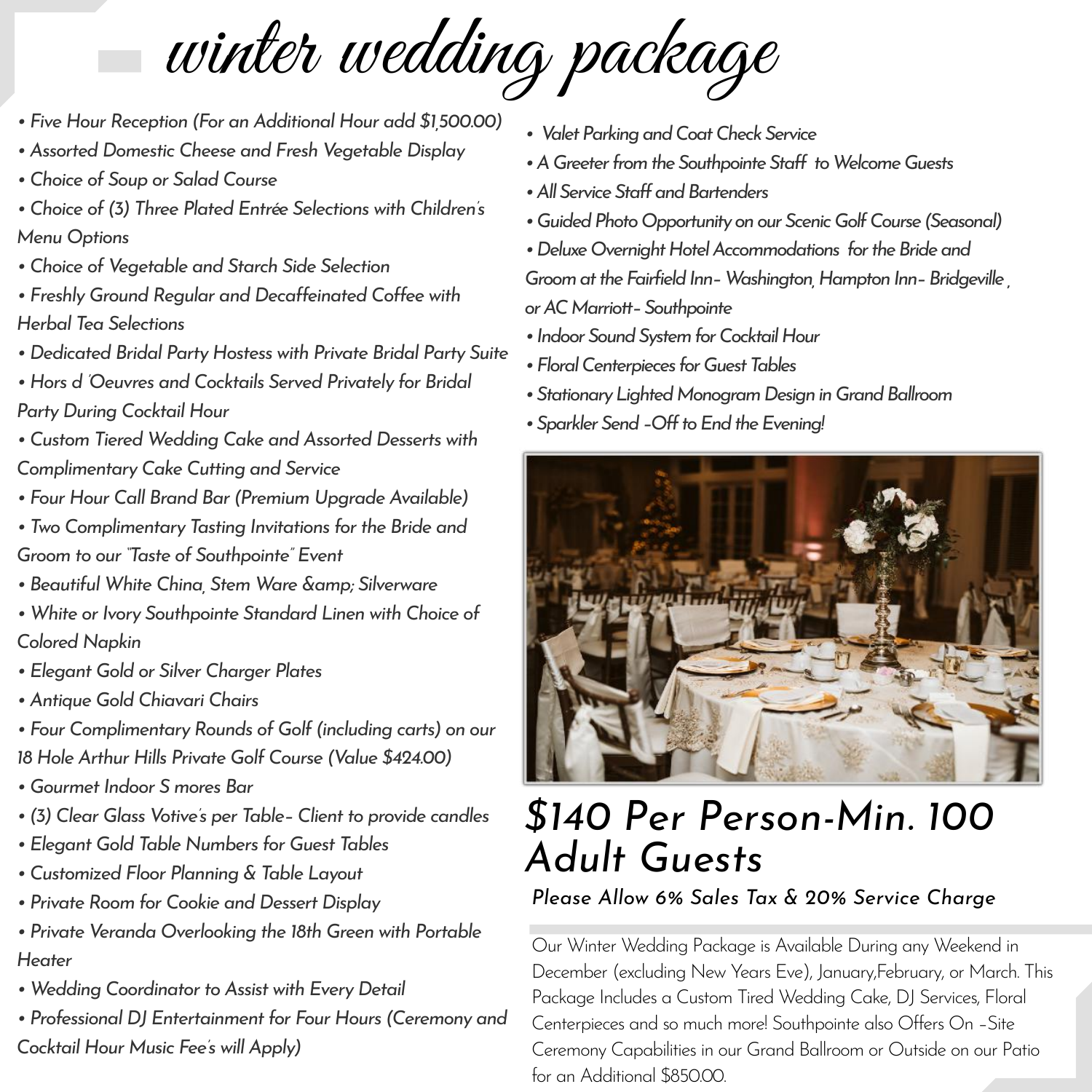# winter wedding package

- Five Hour Reception (For an Additional Hour add $1,500.00)
- Assorted Domestic Cheese and Fresh Vegetable Display
- Choice of Soup or Salad Course
- Choice of (3) Three Plated Entrée Selections with Children's Menu Options
- Choice of Vegetable and Starch Side Selection
- Freshly Ground Regular and Decaffeinated Coffee with Herbal Tea Selections
- Dedicated Bridal Party Hostess with Private Bridal Party Suite
- Hors d 'Oeuvres and Cocktails Served Privately for Bridal Party During Cocktail Hour
- Custom Tiered Wedding Cake and Assorted Desserts with Complimentary Cake Cutting and Service
- Four Hour Call Brand Bar (Premium Upgrade Available)
- Two Complimentary Tasting Invitations for the Bride and Groom to our "Taste of Southpointe" Event
- Beautiful White China, Stem Ware &amp; Silverware
- White or Ivory Southpointe Standard Linen with Choice of Colored Napkin
- Elegant Gold or Silver Charger Plates
- Antique Gold Chiavari Chairs
- Four Complimentary Rounds of Golf (including carts) on our 18 Hole Arthur Hills Private Golf Course (Value $424.00)
- Gourmet Indoor S mores Bar
- (3) Clear Glass Votive's per Table- Client to provide candles
- Elegant Gold Table Numbers for Guest Tables
- Customized Floor Planning & Table Layout
- Private Room for Cookie and Dessert Display
- Private Veranda Overlooking the 18th Green with Portable Heater
- Wedding Coordinator to Assist with Every Detail
- Professional DJ Entertainment for Four Hours (Ceremony and Cocktail Hour Music Fee's will Apply)
- Valet Parking and Coat Check Service
- A Greeter from the Southpointe Staff to Welcome Guests
- All Service Staff and Bartenders
- Guided Photo Opportunity on our Scenic Golf Course (Seasonal)
- Deluxe Overnight Hotel Accommodations for the Bride and Groom at the Fairfield Inn- Washington, Hampton Inn- Bridgeville , or AC Marriott- Southpointe
- Indoor Sound System for Cocktail Hour
- Floral Centerpieces for Guest Tables
- Stationary Lighted Monogram Design in Grand Ballroom
- Sparkler Send -Off to End the Evening!

## $140 Per Person-Min. 100 Adult Guests

*Please Allow 6% Sales Tax & 20% Service Charge*

Our Winter Wedding Package is Available During any Weekend in December (excluding New Years Eve), January,February, or March. This Package Includes a Custom Tired Wedding Cake, DJ Services, Floral Centerpieces and so much more! Southpointe also Offers On -Site Ceremony Capabilities in our Grand Ballroom or Outside on our Patio for an Additional $850.00.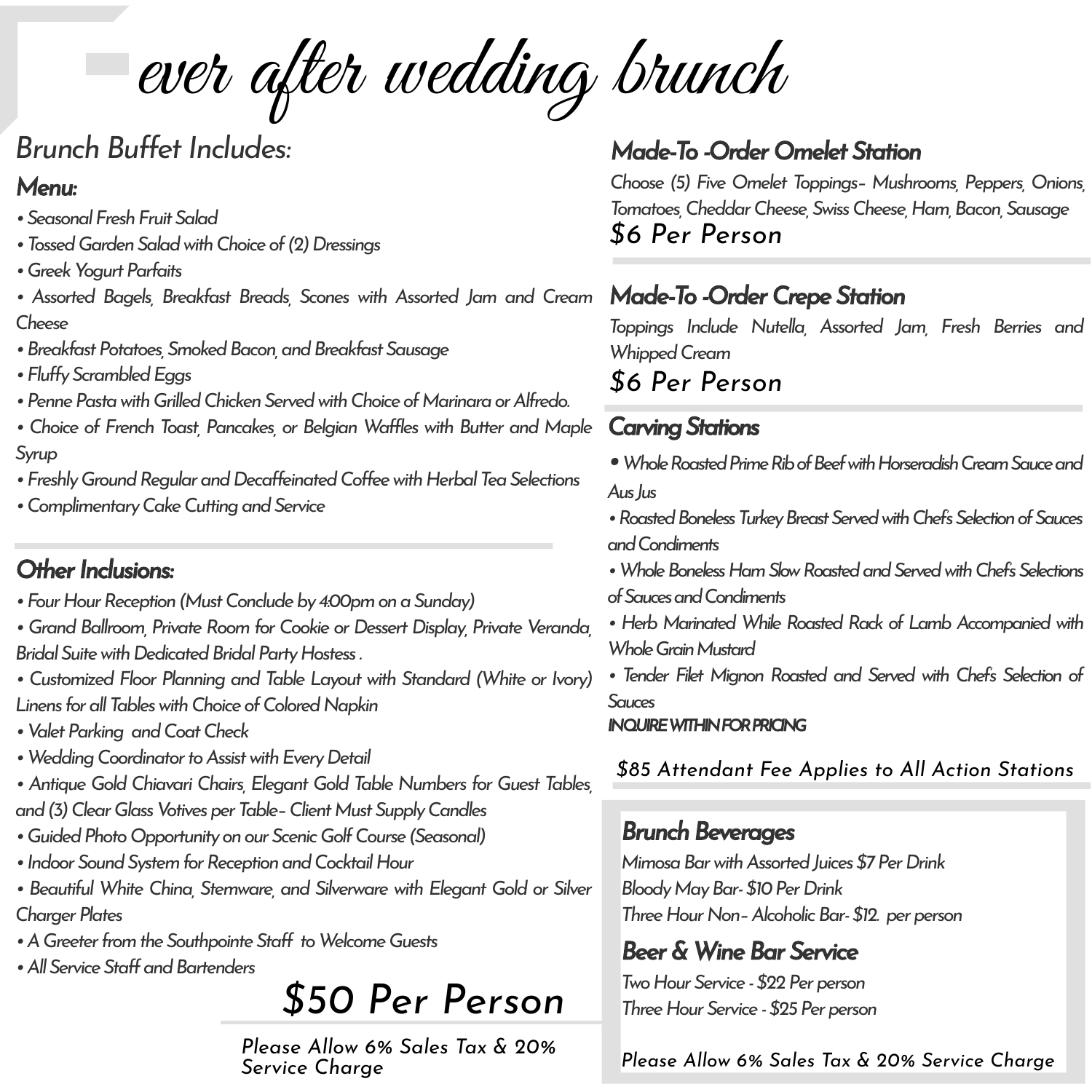# ever after wedding brunch

## Brunch Buffet Includes:

### Menu:

- Seasonal Fresh Fruit Salad
- Tossed Garden Salad with Choice of (2) Dressings
- Greek Yogurt Parfaits
- Assorted Bagels, Breakfast Breads, Scones with Assorted Jam and Cream Cheese
- Breakfast Potatoes, Smoked Bacon, and Breakfast Sausage
- Fluffy Scrambled Eggs
- Penne Pasta with Grilled Chicken Served with Choice of Marinara or Alfredo.
- Choice of French Toast, Pancakes, or Belgian Waffles with Butter and Maple Syrup
- Freshly Ground Regular and Decaffeinated Coffee with Herbal Tea Selections
- Complimentary Cake Cutting and Service

### Other Inclusions:

- Four Hour Reception (Must Conclude by 4:00pm on a Sunday)
- Grand Ballroom, Private Room for Cookie or Dessert Display, Private Veranda, Bridal Suite with Dedicated Bridal Party Hostess .
- Customized Floor Planning and Table Layout with Standard (White or Ivory) Linens for all Tables with Choice of Colored Napkin
- Valet Parking and Coat Check
- Wedding Coordinator to Assist with Every Detail
- Antique Gold Chiavari Chairs, Elegant Gold Table Numbers for Guest Tables, and (3) Clear Glass Votives per Table– Client Must Supply Candles
- Guided Photo Opportunity on our Scenic Golf Course (Seasonal)
- Indoor Sound System for Reception and Cocktail Hour
- Beautiful White China, Stemware, and Silverware with Elegant Gold or Silver Charger Plates
- A Greeter from the Southpointe Staff to Welcome Guests
- All Service Staff and Bartenders

## $50 Per Person

*Please Allow 6% Sales Tax & 20% Service Charge*

### Made-To -Order Omelet Station

*Choose (5) Five Omelet Toppings– Mushrooms, Peppers, Onions, Tomatoes, Cheddar Cheese, Swiss Cheese, Ham, Bacon, Sausage*

**$6 Per Person**

### Made-To -Order Crepe Station

*Toppings Include Nutella, Assorted Jam, Fresh Berries and Whipped Cream*

**$6 Per Person**

### Carving Stations

- Whole Roasted Prime Rib of Beef with Horseradish Cream Sauce and Aus Jus
- Roasted Boneless Turkey Breast Served with Chef's Selection of Sauces and Condiments
- Whole Boneless Ham Slow Roasted and Served with Chef's Selections of Sauces and Condiments
- Herb Marinated While Roasted Rack of Lamb Accompanied with Whole Grain Mustard
- Tender Filet Mignon Roasted and Served with Chef's Selection of Sauces

**INQUIRE WITHIN FOR PRICING**

*$85 Attendant Fee Applies to All Action Stations*

### Brunch Beverages

Mimosa Bar with Assorted Juices $7 Per Drink
Bloody May Bar- $10 Per Drink
Three Hour Non– Alcoholic Bar- $12. per person

### Beer & Wine Bar Service

Two Hour Service - $22 Per person
Three Hour Service - $25 Per person

*Please Allow 6% Sales Tax & 20% Service Charge*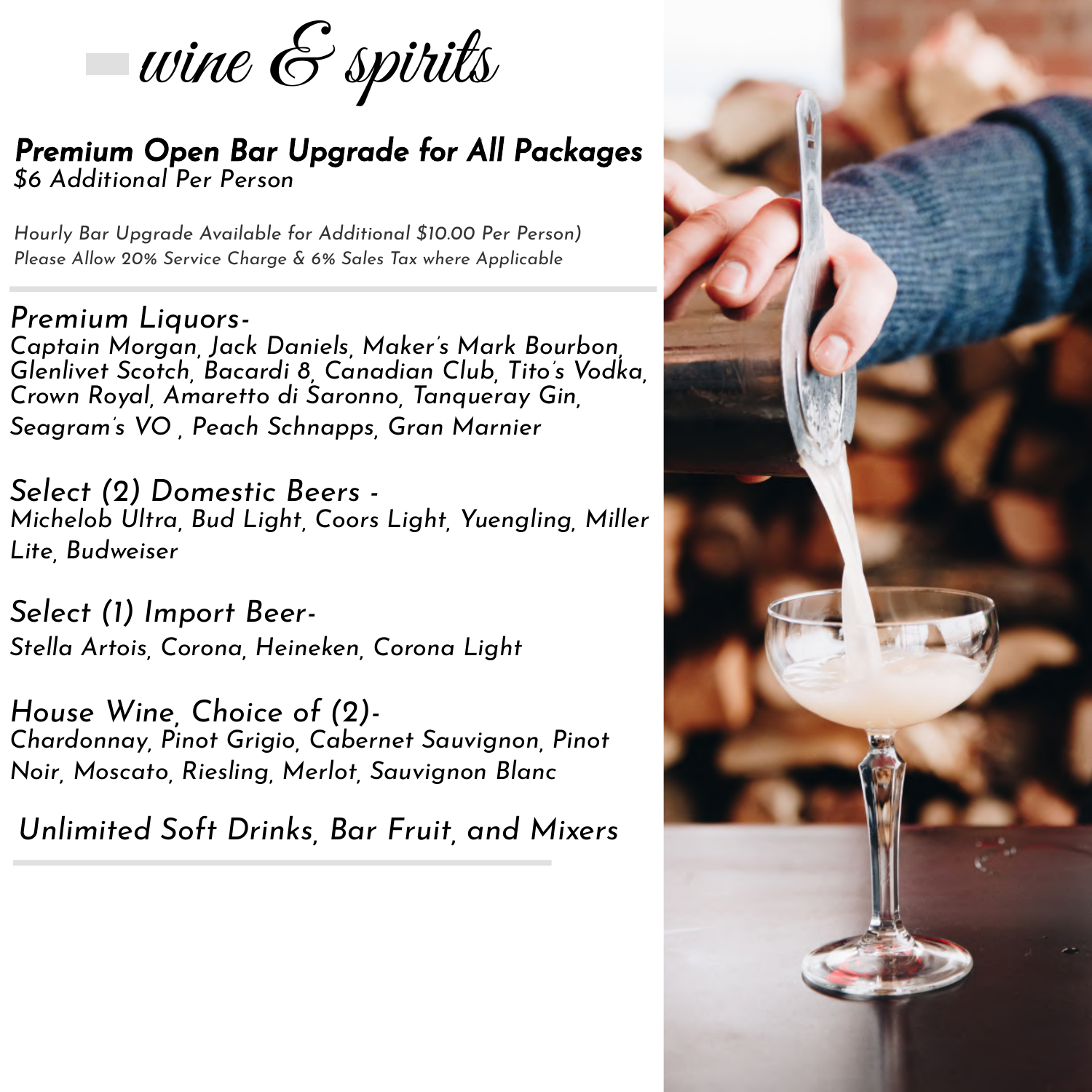# wine & spirits

## Premium Open Bar Upgrade for All Packages

*$6 Additional Per Person*

*Hourly Bar Upgrade Available for Additional $10.00 Per Person)*
*Please Allow 20% Service Charge & 6% Sales Tax where Applicable*

### Premium Liquors-

*Captain Morgan, Jack Daniels, Maker's Mark Bourbon, Glenlivet Scotch, Bacardi 8, Canadian Club, Tito's Vodka, Crown Royal, Amaretto di Saronno, Tanqueray Gin, Seagram's VO , Peach Schnapps, Gran Marnier*

### Select (2) Domestic Beers -

*Michelob Ultra, Bud Light, Coors Light, Yuengling, Miller Lite, Budweiser*

### Select (1) Import Beer-

*Stella Artois, Corona, Heineken, Corona Light*

### House Wine, Choice of (2)-

*Chardonnay, Pinot Grigio, Cabernet Sauvignon, Pinot Noir, Moscato, Riesling, Merlot, Sauvignon Blanc*

### Unlimited Soft Drinks, Bar Fruit, and Mixers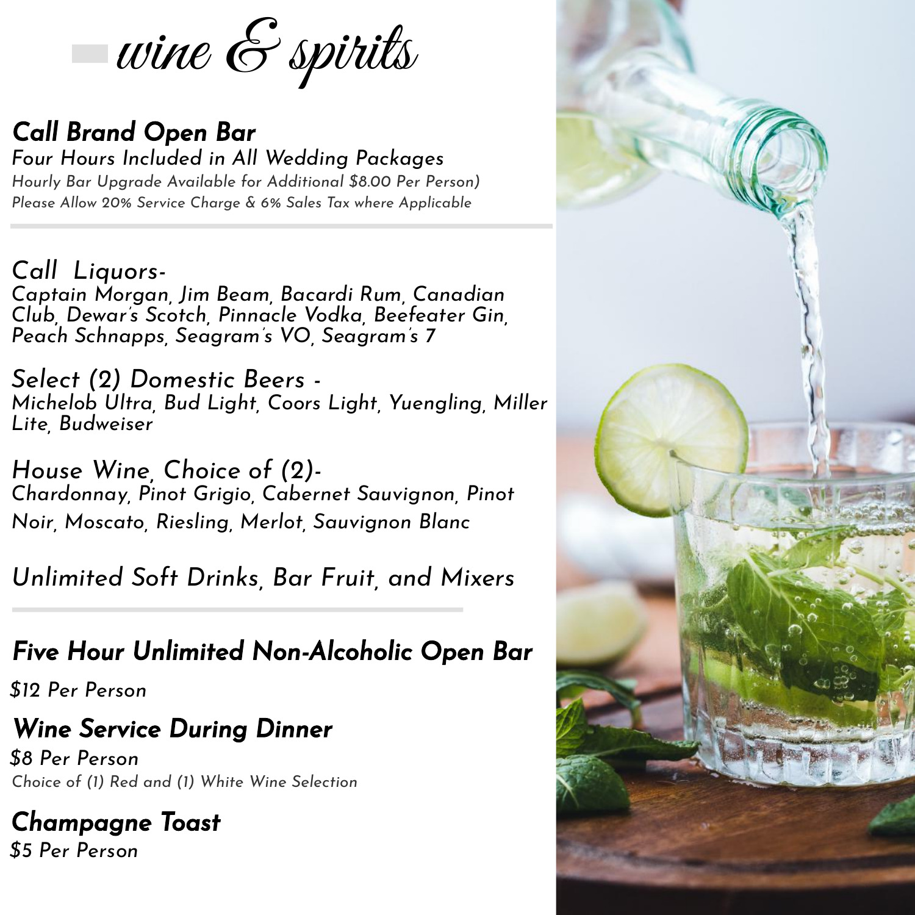# *wine & spirits*

## ***Call Brand Open Bar***

*Four Hours Included in All Wedding Packages*

*Hourly Bar Upgrade Available for Additional $8.00 Per Person)*

*Please Allow 20% Service Charge & 6% Sales Tax where Applicable*

---

*Call Liquors-*

*Captain Morgan, Jim Beam, Bacardi Rum, Canadian Club, Dewar's Scotch, Pinnacle Vodka, Beefeater Gin, Peach Schnapps, Seagram's VO, Seagram's 7*

*Select (2) Domestic Beers -*

*Michelob Ultra, Bud Light, Coors Light, Yuengling, Miller Lite, Budweiser*

*House Wine, Choice of (2)-*

*Chardonnay, Pinot Grigio, Cabernet Sauvignon, Pinot Noir, Moscato, Riesling, Merlot, Sauvignon Blanc*

*Unlimited Soft Drinks, Bar Fruit, and Mixers*

---

## ***Five Hour Unlimited Non-Alcoholic Open Bar***

*$12 Per Person*

## ***Wine Service During Dinner***

*$8 Per Person*

*Choice of (1) Red and (1) White Wine Selection*

## ***Champagne Toast***

*$5 Per Person*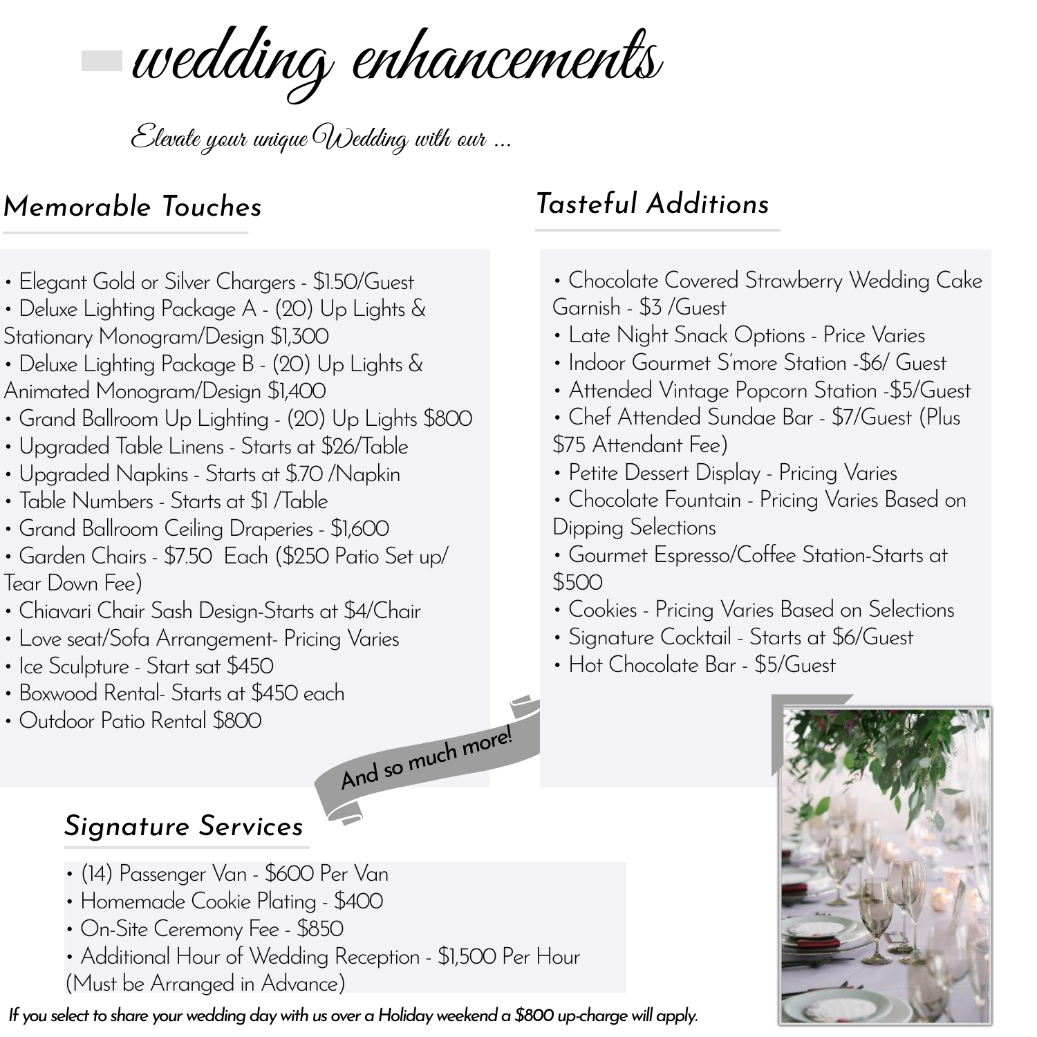# wedding enhancements

*Elevate your unique Wedding with our ...*

## Memorable Touches

- Elegant Gold or Silver Chargers - $1.50/Guest
- Deluxe Lighting Package A - (20) Up Lights & Stationary Monogram/Design $1,300
- Deluxe Lighting Package B - (20) Up Lights & Animated Monogram/Design $1,400
- Grand Ballroom Up Lighting - (20) Up Lights $800
- Upgraded Table Linens - Starts at $26/Table
- Upgraded Napkins - Starts at $.70 /Napkin
- Table Numbers - Starts at $1 /Table
- Grand Ballroom Ceiling Draperies - $1,600
- Garden Chairs - $7.50 Each ($250 Patio Set up/ Tear Down Fee)
- Chiavari Chair Sash Design-Starts at $4/Chair
- Love seat/Sofa Arrangement- Pricing Varies
- Ice Sculpture - Start sat $450
- Boxwood Rental- Starts at $450 each
- Outdoor Patio Rental $800

## Tasteful Additions

- Chocolate Covered Strawberry Wedding Cake Garnish - $3 /Guest
- Late Night Snack Options - Price Varies
- Indoor Gourmet S'more Station -$6/ Guest
- Attended Vintage Popcorn Station -$5/Guest
- Chef Attended Sundae Bar - $7/Guest (Plus $75 Attendant Fee)
- Petite Dessert Display - Pricing Varies
- Chocolate Fountain - Pricing Varies Based on Dipping Selections
- Gourmet Espresso/Coffee Station-Starts at $500
- Cookies - Pricing Varies Based on Selections
- Signature Cocktail - Starts at $6/Guest
- Hot Chocolate Bar - $5/Guest

And so much more!

## Signature Services

- (14) Passenger Van - $600 Per Van
- Homemade Cookie Plating - $400
- On-Site Ceremony Fee - $850
- Additional Hour of Wedding Reception - $1,500 Per Hour (Must be Arranged in Advance)

*If you select to share your wedding day with us over a Holiday weekend a $800 up-charge will apply.*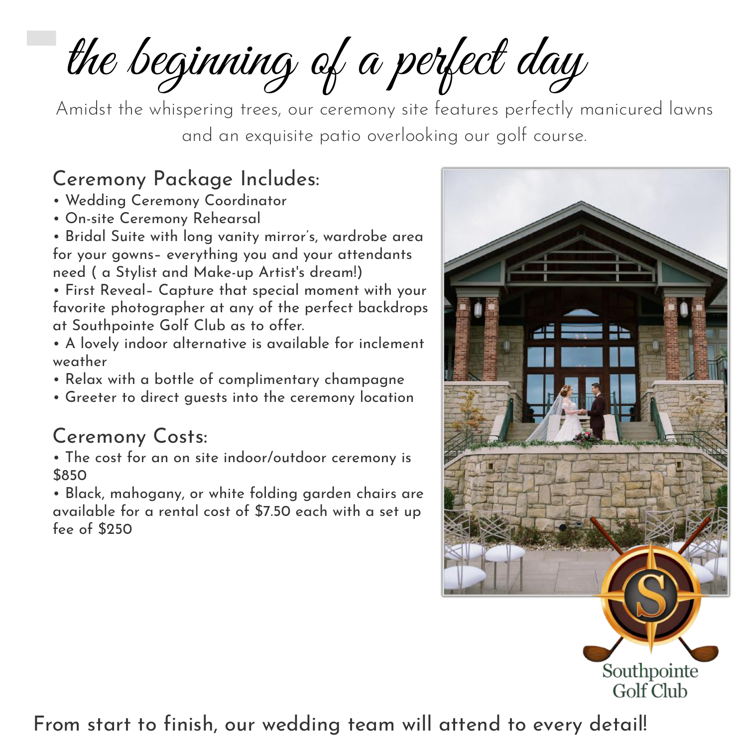# the beginning of a perfect day

Amidst the whispering trees, our ceremony site features perfectly manicured lawns and an exquisite patio overlooking our golf course.

## Ceremony Package Includes:

- Wedding Ceremony Coordinator
- On-site Ceremony Rehearsal
- Bridal Suite with long vanity mirror's, wardrobe area for your gowns– everything you and your attendants need ( a Stylist and Make-up Artist's dream!)
- First Reveal– Capture that special moment with your favorite photographer at any of the perfect backdrops at Southpointe Golf Club as to offer.
- A lovely indoor alternative is available for inclement weather
- Relax with a bottle of complimentary champagne
- Greeter to direct guests into the ceremony location

## Ceremony Costs:

- The cost for an on site indoor/outdoor ceremony is $850
- Black, mahogany, or white folding garden chairs are available for a rental cost of $7.50 each with a set up fee of $250

Southpointe Golf Club

From start to finish, our wedding team will attend to every detail!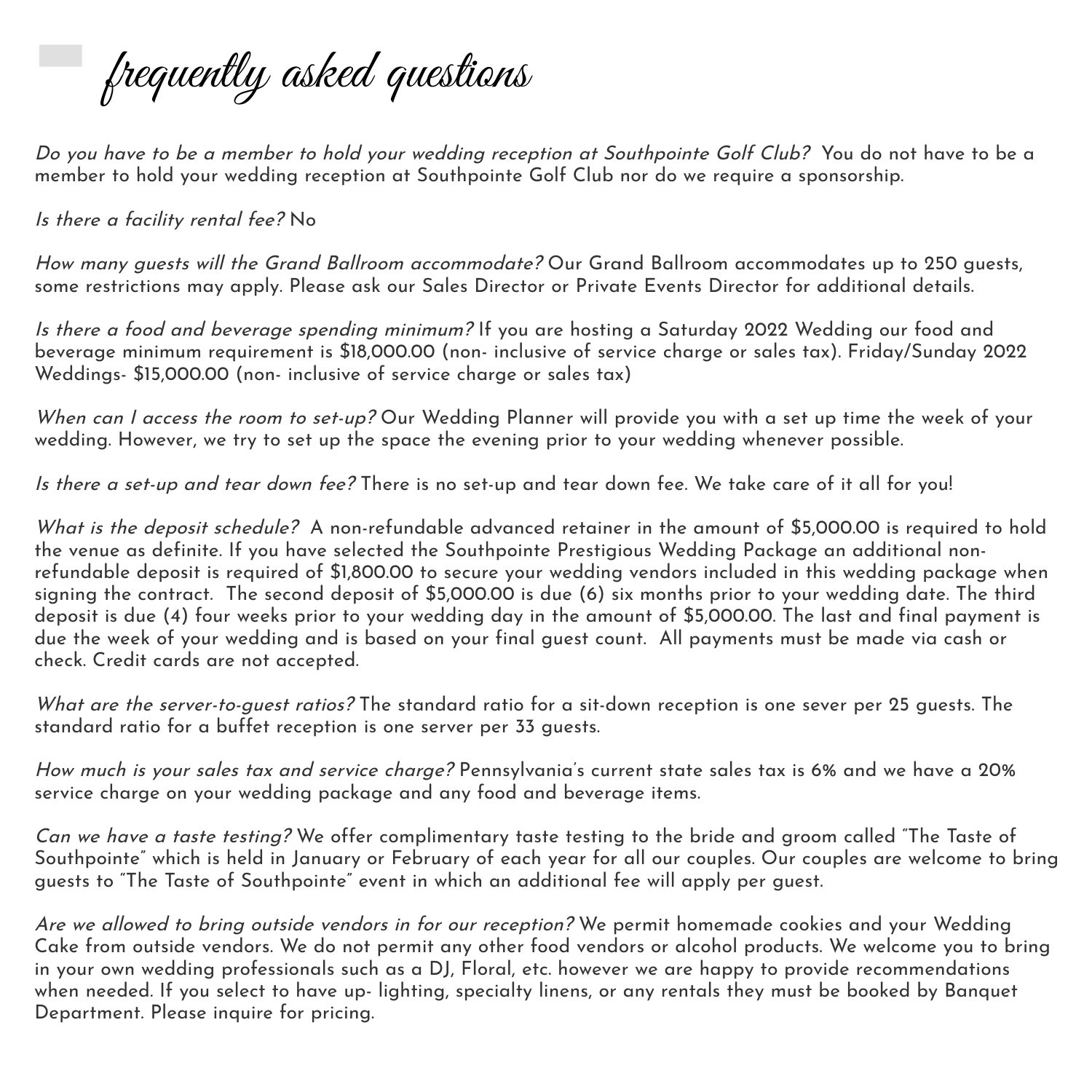# frequently asked questions

*Do you have to be a member to hold your wedding reception at Southpointe Golf Club?* You do not have to be a member to hold your wedding reception at Southpointe Golf Club nor do we require a sponsorship.

*Is there a facility rental fee?* No

*How many guests will the Grand Ballroom accommodate?* Our Grand Ballroom accommodates up to 250 guests, some restrictions may apply. Please ask our Sales Director or Private Events Director for additional details.

*Is there a food and beverage spending minimum?* If you are hosting a Saturday 2022 Wedding our food and beverage minimum requirement is $18,000.00 (non- inclusive of service charge or sales tax). Friday/Sunday 2022 Weddings- $15,000.00 (non- inclusive of service charge or sales tax)

*When can I access the room to set-up?* Our Wedding Planner will provide you with a set up time the week of your wedding. However, we try to set up the space the evening prior to your wedding whenever possible.

*Is there a set-up and tear down fee?* There is no set-up and tear down fee. We take care of it all for you!

*What is the deposit schedule?* A non-refundable advanced retainer in the amount of $5,000.00 is required to hold the venue as definite. If you have selected the Southpointe Prestigious Wedding Package an additional non-refundable deposit is required of $1,800.00 to secure your wedding vendors included in this wedding package when signing the contract. The second deposit of $5,000.00 is due (6) six months prior to your wedding date. The third deposit is due (4) four weeks prior to your wedding day in the amount of $5,000.00. The last and final payment is due the week of your wedding and is based on your final guest count. All payments must be made via cash or check. Credit cards are not accepted.

*What are the server-to-guest ratios?* The standard ratio for a sit-down reception is one sever per 25 guests. The standard ratio for a buffet reception is one server per 33 guests.

*How much is your sales tax and service charge?* Pennsylvania's current state sales tax is 6% and we have a 20% service charge on your wedding package and any food and beverage items.

*Can we have a taste testing?* We offer complimentary taste testing to the bride and groom called "The Taste of Southpointe" which is held in January or February of each year for all our couples. Our couples are welcome to bring guests to "The Taste of Southpointe" event in which an additional fee will apply per guest.

*Are we allowed to bring outside vendors in for our reception?* We permit homemade cookies and your Wedding Cake from outside vendors. We do not permit any other food vendors or alcohol products. We welcome you to bring in your own wedding professionals such as a DJ, Floral, etc. however we are happy to provide recommendations when needed. If you select to have up- lighting, specialty linens, or any rentals they must be booked by Banquet Department. Please inquire for pricing.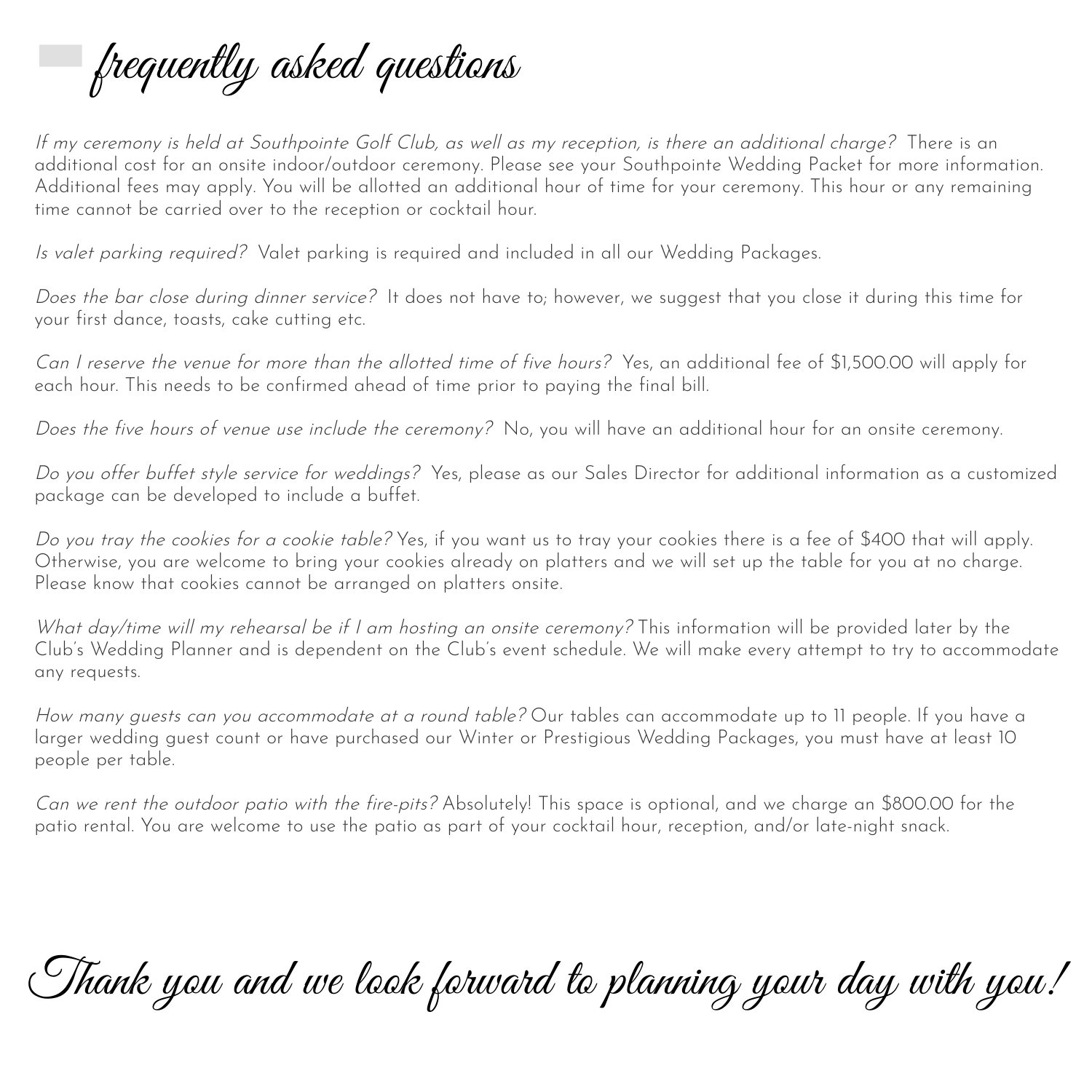# frequently asked questions

*If my ceremony is held at Southpointe Golf Club, as well as my reception, is there an additional charge?* There is an additional cost for an onsite indoor/outdoor ceremony. Please see your Southpointe Wedding Packet for more information. Additional fees may apply. You will be allotted an additional hour of time for your ceremony. This hour or any remaining time cannot be carried over to the reception or cocktail hour.

*Is valet parking required?* Valet parking is required and included in all our Wedding Packages.

*Does the bar close during dinner service?* It does not have to; however, we suggest that you close it during this time for your first dance, toasts, cake cutting etc.

*Can I reserve the venue for more than the allotted time of five hours?* Yes, an additional fee of $1,500.00 will apply for each hour. This needs to be confirmed ahead of time prior to paying the final bill.

*Does the five hours of venue use include the ceremony?* No, you will have an additional hour for an onsite ceremony.

*Do you offer buffet style service for weddings?* Yes, please as our Sales Director for additional information as a customized package can be developed to include a buffet.

*Do you tray the cookies for a cookie table?* Yes, if you want us to tray your cookies there is a fee of $400 that will apply. Otherwise, you are welcome to bring your cookies already on platters and we will set up the table for you at no charge. Please know that cookies cannot be arranged on platters onsite.

*What day/time will my rehearsal be if I am hosting an onsite ceremony?* This information will be provided later by the Club's Wedding Planner and is dependent on the Club's event schedule. We will make every attempt to try to accommodate any requests.

*How many guests can you accommodate at a round table?* Our tables can accommodate up to 11 people. If you have a larger wedding guest count or have purchased our Winter or Prestigious Wedding Packages, you must have at least 10 people per table.

*Can we rent the outdoor patio with the fire-pits?* Absolutely! This space is optional, and we charge an $800.00 for the patio rental. You are welcome to use the patio as part of your cocktail hour, reception, and/or late-night snack.

*Thank you and we look forward to planning your day with you!*